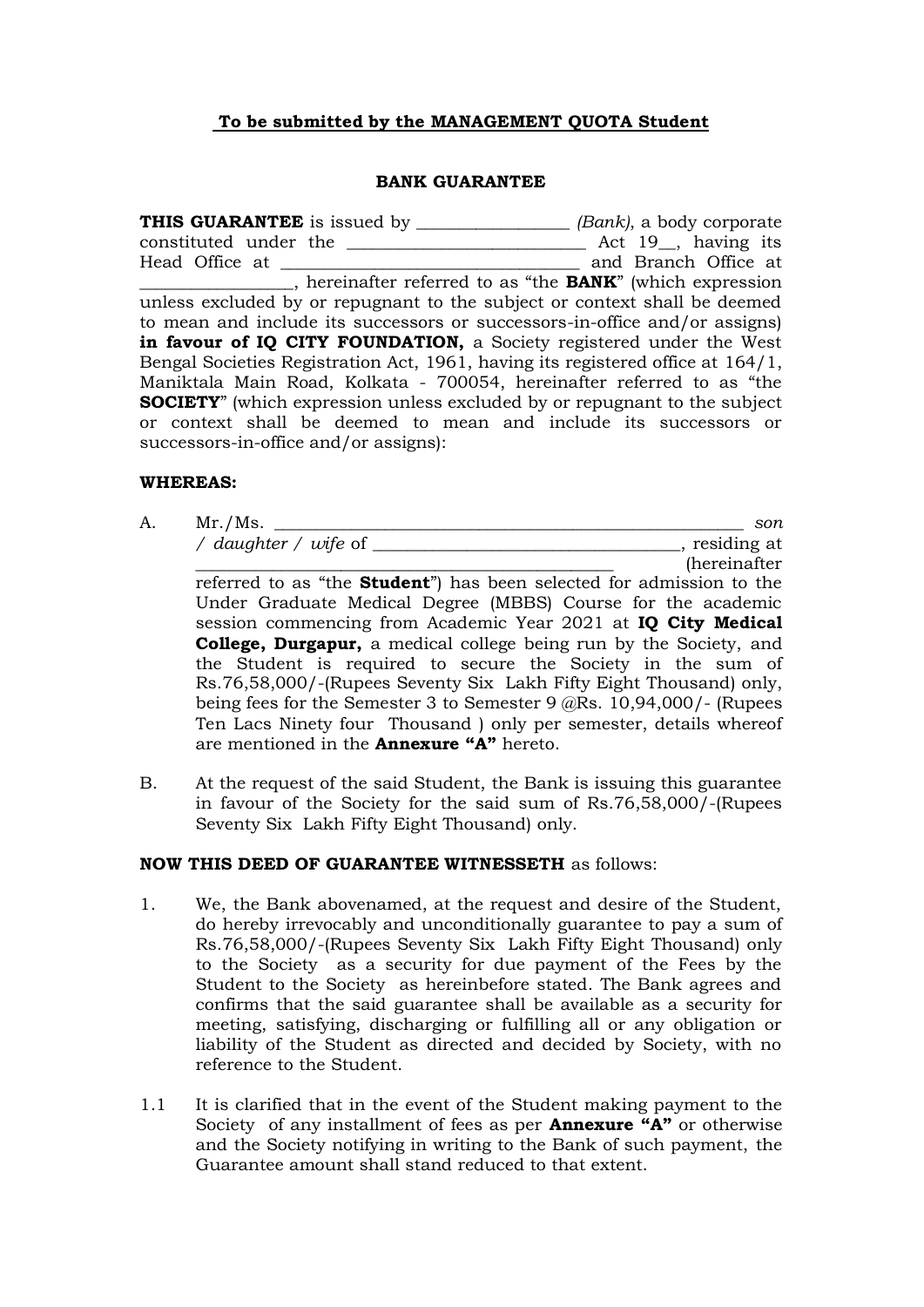**To be submitted by the MANAGEMENT QUOTA Student**

**BANK GUARANTEE**

**THIS GUARANTEE** is issued by _________________ *(Bank)*, a body corporate constituted under the ___________________________ Act 19__, having its Head Office at _________________________________ and Branch Office at _________________, hereinafter referred to as "the **BANK**" (which expression unless excluded by or repugnant to the subject or context shall be deemed to mean and include its successors or successors-in-office and/or assigns) **in favour of IQ CITY FOUNDATION,** a Society registered under the West Bengal Societies Registration Act, 1961, having its registered office at 164/1, Maniktala Main Road, Kolkata - 700054, hereinafter referred to as "the **SOCIETY**" (which expression unless excluded by or repugnant to the subject or context shall be deemed to mean and include its successors or successors-in-office and/or assigns):

**WHEREAS:**

A. Mr./Ms. _______________________________________________________ *son / daughter / wife* of ___________________________________, residing at _______________________________________________ (hereinafter referred to as "the **Student**") has been selected for admission to the Under Graduate Medical Degree (MBBS) Course for the academic session commencing from Academic Year 2021 at **IQ City Medical College, Durgapur,** a medical college being run by the Society, and the Student is required to secure the Society in the sum of Rs.76,58,000/-(Rupees Seventy Six Lakh Fifty Eight Thousand) only, being fees for the Semester 3 to Semester 9 @Rs. 10,94,000/- (Rupees Ten Lacs Ninety four Thousand ) only per semester, details whereof are mentioned in the **Annexure "A"** hereto.

B. At the request of the said Student, the Bank is issuing this guarantee in favour of the Society for the said sum of Rs.76,58,000/-(Rupees Seventy Six Lakh Fifty Eight Thousand) only.

**NOW THIS DEED OF GUARANTEE WITNESSETH** as follows:

1. We, the Bank abovenamed, at the request and desire of the Student, do hereby irrevocably and unconditionally guarantee to pay a sum of Rs.76,58,000/-(Rupees Seventy Six Lakh Fifty Eight Thousand) only to the Society as a security for due payment of the Fees by the Student to the Society as hereinbefore stated. The Bank agrees and confirms that the said guarantee shall be available as a security for meeting, satisfying, discharging or fulfilling all or any obligation or liability of the Student as directed and decided by Society, with no reference to the Student.

1.1 It is clarified that in the event of the Student making payment to the Society of any installment of fees as per **Annexure "A"** or otherwise and the Society notifying in writing to the Bank of such payment, the Guarantee amount shall stand reduced to that extent.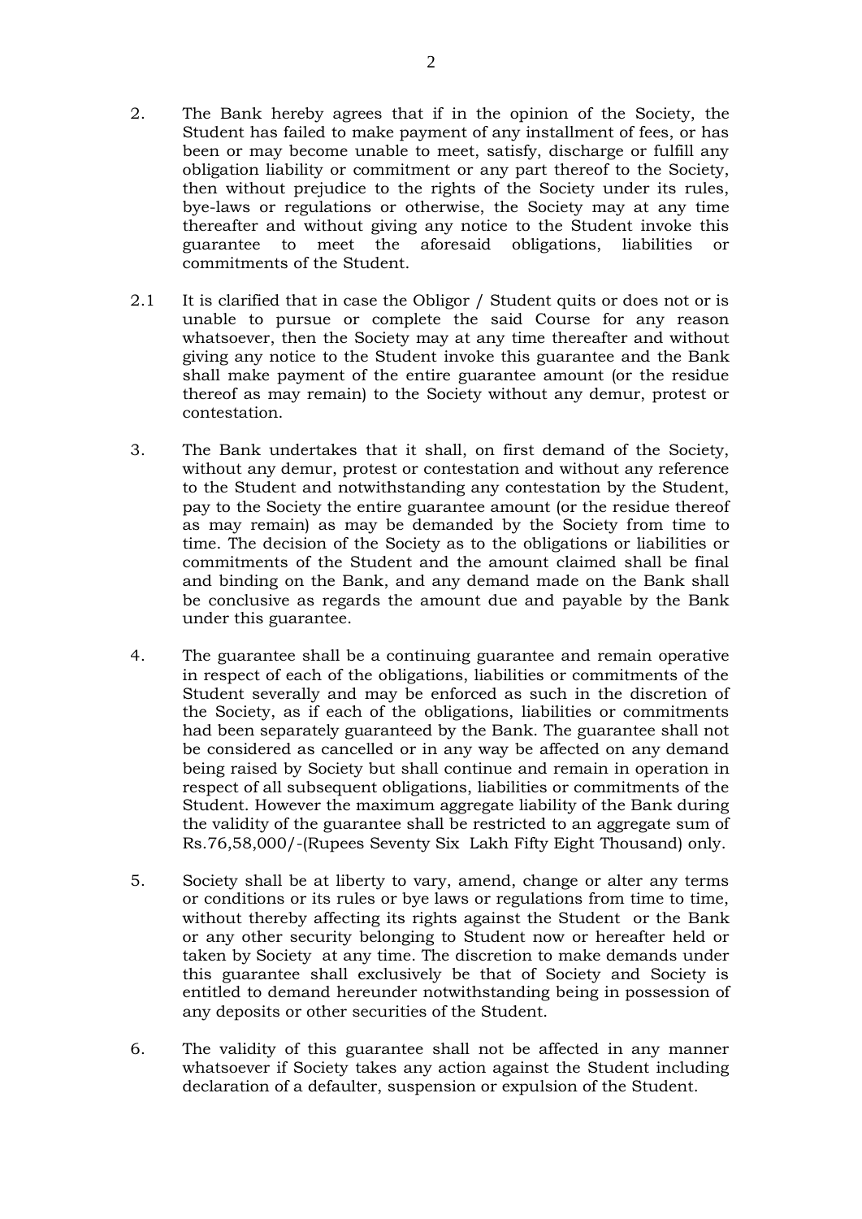2. The Bank hereby agrees that if in the opinion of the Society, the Student has failed to make payment of any installment of fees, or has been or may become unable to meet, satisfy, discharge or fulfill any obligation liability or commitment or any part thereof to the Society, then without prejudice to the rights of the Society under its rules, bye-laws or regulations or otherwise, the Society may at any time thereafter and without giving any notice to the Student invoke this guarantee to meet the aforesaid obligations, liabilities or commitments of the Student.

2.1 It is clarified that in case the Obligor / Student quits or does not or is unable to pursue or complete the said Course for any reason whatsoever, then the Society may at any time thereafter and without giving any notice to the Student invoke this guarantee and the Bank shall make payment of the entire guarantee amount (or the residue thereof as may remain) to the Society without any demur, protest or contestation.

3. The Bank undertakes that it shall, on first demand of the Society, without any demur, protest or contestation and without any reference to the Student and notwithstanding any contestation by the Student, pay to the Society the entire guarantee amount (or the residue thereof as may remain) as may be demanded by the Society from time to time. The decision of the Society as to the obligations or liabilities or commitments of the Student and the amount claimed shall be final and binding on the Bank, and any demand made on the Bank shall be conclusive as regards the amount due and payable by the Bank under this guarantee.

4. The guarantee shall be a continuing guarantee and remain operative in respect of each of the obligations, liabilities or commitments of the Student severally and may be enforced as such in the discretion of the Society, as if each of the obligations, liabilities or commitments had been separately guaranteed by the Bank. The guarantee shall not be considered as cancelled or in any way be affected on any demand being raised by Society but shall continue and remain in operation in respect of all subsequent obligations, liabilities or commitments of the Student. However the maximum aggregate liability of the Bank during the validity of the guarantee shall be restricted to an aggregate sum of Rs.76,58,000/-(Rupees Seventy Six Lakh Fifty Eight Thousand) only.

5. Society shall be at liberty to vary, amend, change or alter any terms or conditions or its rules or bye laws or regulations from time to time, without thereby affecting its rights against the Student or the Bank or any other security belonging to Student now or hereafter held or taken by Society at any time. The discretion to make demands under this guarantee shall exclusively be that of Society and Society is entitled to demand hereunder notwithstanding being in possession of any deposits or other securities of the Student.

6. The validity of this guarantee shall not be affected in any manner whatsoever if Society takes any action against the Student including declaration of a defaulter, suspension or expulsion of the Student.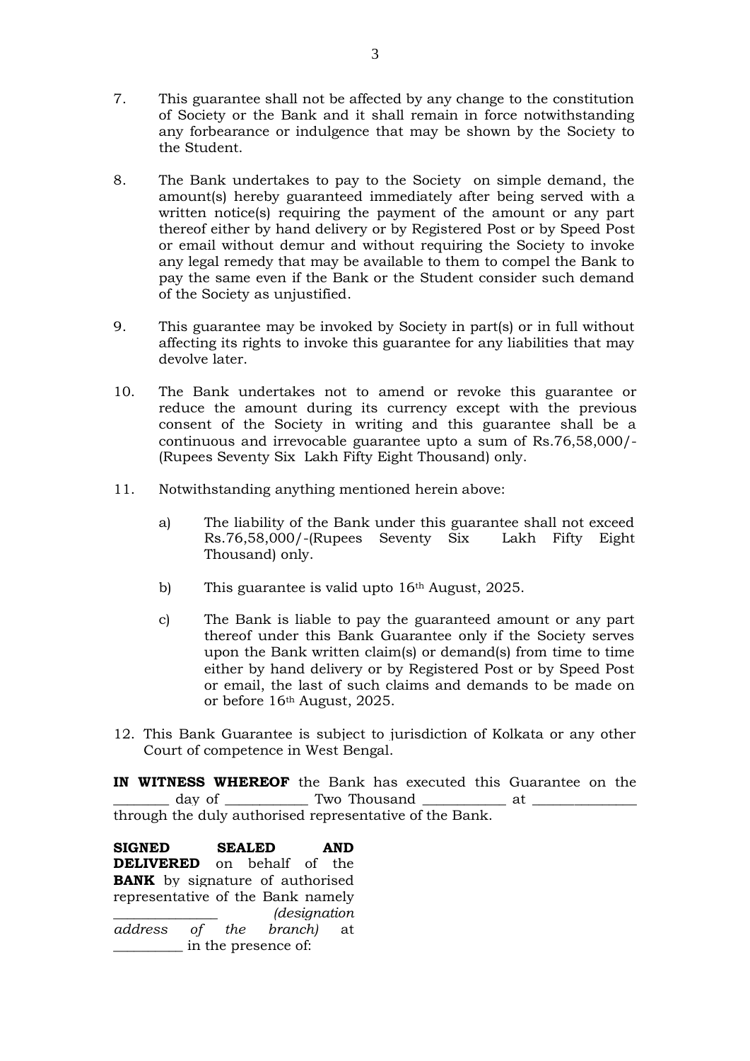7. This guarantee shall not be affected by any change to the constitution of Society or the Bank and it shall remain in force notwithstanding any forbearance or indulgence that may be shown by the Society to the Student.

8. The Bank undertakes to pay to the Society on simple demand, the amount(s) hereby guaranteed immediately after being served with a written notice(s) requiring the payment of the amount or any part thereof either by hand delivery or by Registered Post or by Speed Post or email without demur and without requiring the Society to invoke any legal remedy that may be available to them to compel the Bank to pay the same even if the Bank or the Student consider such demand of the Society as unjustified.

9. This guarantee may be invoked by Society in part(s) or in full without affecting its rights to invoke this guarantee for any liabilities that may devolve later.

10. The Bank undertakes not to amend or revoke this guarantee or reduce the amount during its currency except with the previous consent of the Society in writing and this guarantee shall be a continuous and irrevocable guarantee upto a sum of Rs.76,58,000/- (Rupees Seventy Six Lakh Fifty Eight Thousand) only.

11. Notwithstanding anything mentioned herein above:

    a) The liability of the Bank under this guarantee shall not exceed Rs.76,58,000/-(Rupees Seventy Six Lakh Fifty Eight Thousand) only.

    b) This guarantee is valid upto 16th August, 2025.

    c) The Bank is liable to pay the guaranteed amount or any part thereof under this Bank Guarantee only if the Society serves upon the Bank written claim(s) or demand(s) from time to time either by hand delivery or by Registered Post or by Speed Post or email, the last of such claims and demands to be made on or before 16th August, 2025.

12. This Bank Guarantee is subject to jurisdiction of Kolkata or any other Court of competence in West Bengal.

**IN WITNESS WHEREOF** the Bank has executed this Guarantee on the ________ day of ____________ Two Thousand ____________ at _______________ through the duly authorised representative of the Bank.

**SIGNED SEALED AND DELIVERED** on behalf of the **BANK** by signature of authorised representative of the Bank namely _______________ *(designation address of the branch)* at __________ in the presence of: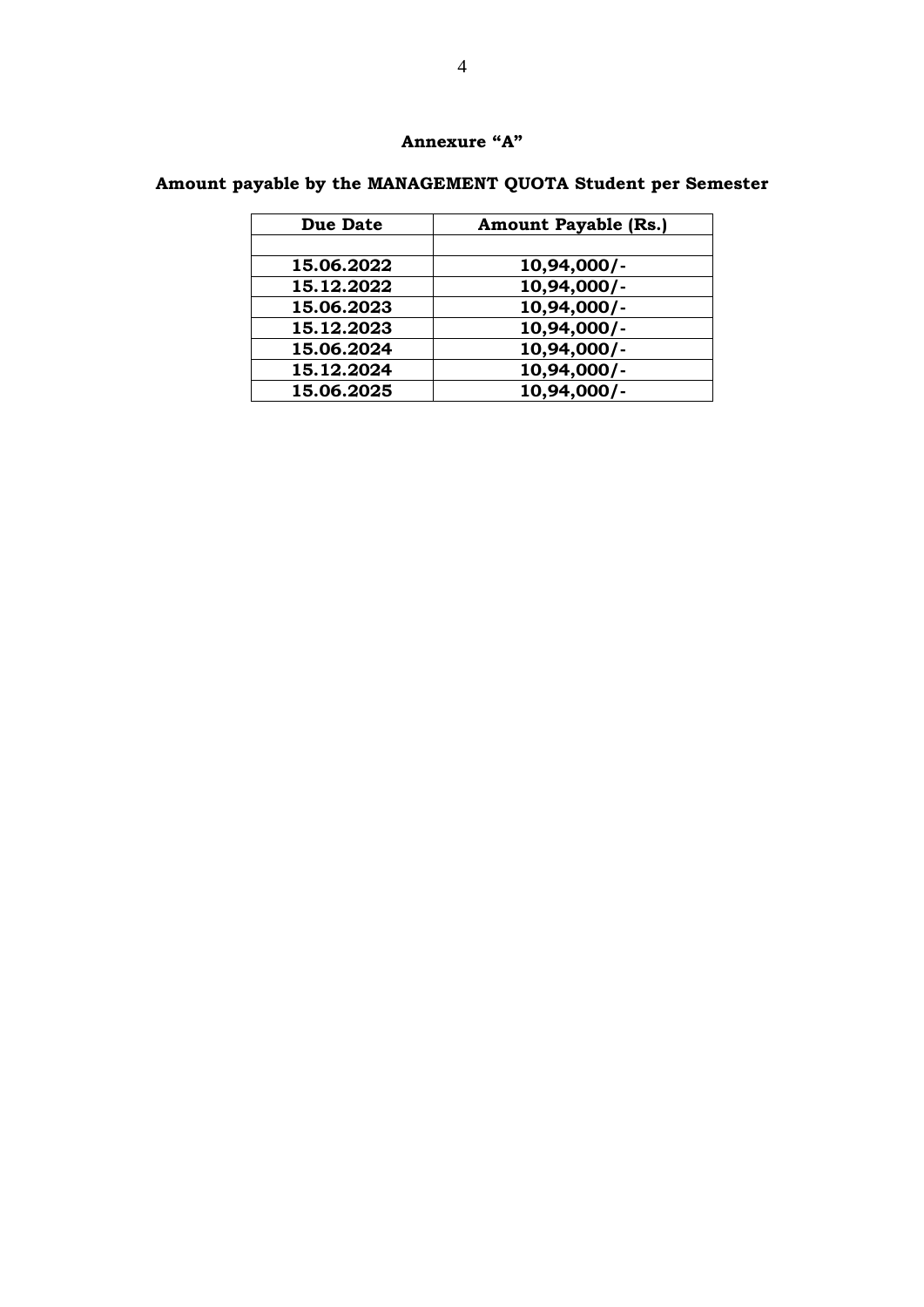## Annexure "A"

### Amount payable by the MANAGEMENT QUOTA Student per Semester

| Due Date | Amount Payable (Rs.) |
|---|---|
| | |
| 15.06.2022 | 10,94,000/- |
| 15.12.2022 | 10,94,000/- |
| 15.06.2023 | 10,94,000/- |
| 15.12.2023 | 10,94,000/- |
| 15.06.2024 | 10,94,000/- |
| 15.12.2024 | 10,94,000/- |
| 15.06.2025 | 10,94,000/- |